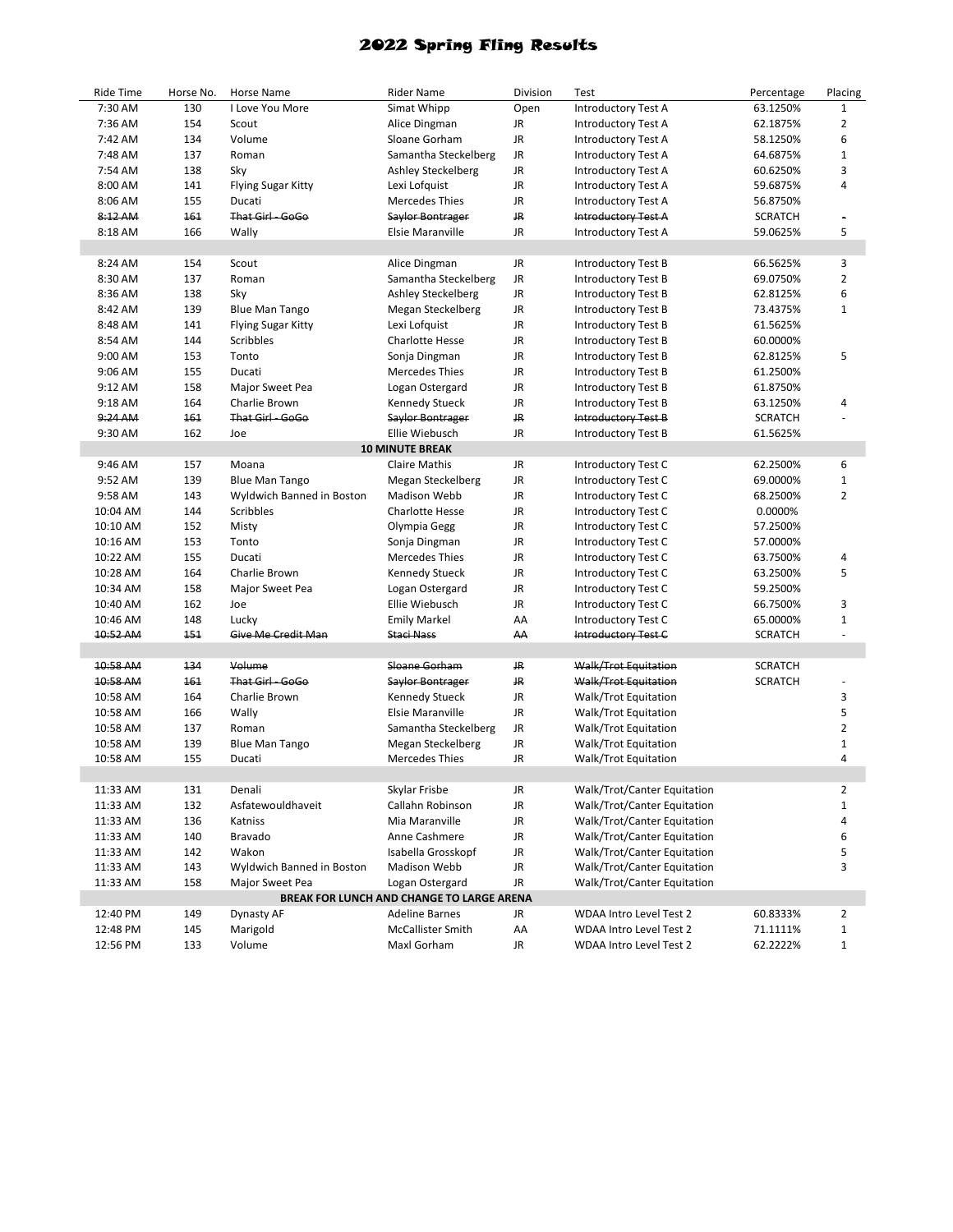# 2022 Spring Fling Results

| Ride Time | Horse No. | Horse Name | Rider Name | Division | Test | Percentage | Placing |
|---|---|---|---|---|---|---|---|
| 7:30 AM | 130 | I Love You More | Simat Whipp | Open | Introductory Test A | 63.1250% | 1 |
| 7:36 AM | 154 | Scout | Alice Dingman | JR | Introductory Test A | 62.1875% | 2 |
| 7:42 AM | 134 | Volume | Sloane Gorham | JR | Introductory Test A | 58.1250% | 6 |
| 7:48 AM | 137 | Roman | Samantha Steckelberg | JR | Introductory Test A | 64.6875% | 1 |
| 7:54 AM | 138 | Sky | Ashley Steckelberg | JR | Introductory Test A | 60.6250% | 3 |
| 8:00 AM | 141 | Flying Sugar Kitty | Lexi Lofquist | JR | Introductory Test A | 59.6875% | 4 |
| 8:06 AM | 155 | Ducati | Mercedes Thies | JR | Introductory Test A | 56.8750% | |
| ~~8:12 AM~~ | ~~161~~ | ~~That Girl - GoGo~~ | ~~Saylor Bontrager~~ | ~~JR~~ | ~~Introductory Test A~~ | SCRATCH | - |
| 8:18 AM | 166 | Wally | Elsie Maranville | JR | Introductory Test A | 59.0625% | 5 |
| | | | | | | | |
| 8:24 AM | 154 | Scout | Alice Dingman | JR | Introductory Test B | 66.5625% | 3 |
| 8:30 AM | 137 | Roman | Samantha Steckelberg | JR | Introductory Test B | 69.0750% | 2 |
| 8:36 AM | 138 | Sky | Ashley Steckelberg | JR | Introductory Test B | 62.8125% | 6 |
| 8:42 AM | 139 | Blue Man Tango | Megan Steckelberg | JR | Introductory Test B | 73.4375% | 1 |
| 8:48 AM | 141 | Flying Sugar Kitty | Lexi Lofquist | JR | Introductory Test B | 61.5625% | |
| 8:54 AM | 144 | Scribbles | Charlotte Hesse | JR | Introductory Test B | 60.0000% | |
| 9:00 AM | 153 | Tonto | Sonja Dingman | JR | Introductory Test B | 62.8125% | 5 |
| 9:06 AM | 155 | Ducati | Mercedes Thies | JR | Introductory Test B | 61.2500% | |
| 9:12 AM | 158 | Major Sweet Pea | Logan Ostergard | JR | Introductory Test B | 61.8750% | |
| 9:18 AM | 164 | Charlie Brown | Kennedy Stueck | JR | Introductory Test B | 63.1250% | 4 |
| ~~9:24 AM~~ | ~~161~~ | ~~That Girl - GoGo~~ | ~~Saylor Bontrager~~ | ~~JR~~ | ~~Introductory Test B~~ | SCRATCH | - |
| 9:30 AM | 162 | Joe | Ellie Wiebusch | JR | Introductory Test B | 61.5625% | |
| | | | **10 MINUTE BREAK** | | | | |
| 9:46 AM | 157 | Moana | Claire Mathis | JR | Introductory Test C | 62.2500% | 6 |
| 9:52 AM | 139 | Blue Man Tango | Megan Steckelberg | JR | Introductory Test C | 69.0000% | 1 |
| 9:58 AM | 143 | Wyldwich Banned in Boston | Madison Webb | JR | Introductory Test C | 68.2500% | 2 |
| 10:04 AM | 144 | Scribbles | Charlotte Hesse | JR | Introductory Test C | 0.0000% | |
| 10:10 AM | 152 | Misty | Olympia Gegg | JR | Introductory Test C | 57.2500% | |
| 10:16 AM | 153 | Tonto | Sonja Dingman | JR | Introductory Test C | 57.0000% | |
| 10:22 AM | 155 | Ducati | Mercedes Thies | JR | Introductory Test C | 63.7500% | 4 |
| 10:28 AM | 164 | Charlie Brown | Kennedy Stueck | JR | Introductory Test C | 63.2500% | 5 |
| 10:34 AM | 158 | Major Sweet Pea | Logan Ostergard | JR | Introductory Test C | 59.2500% | |
| 10:40 AM | 162 | Joe | Ellie Wiebusch | JR | Introductory Test C | 66.7500% | 3 |
| 10:46 AM | 148 | Lucky | Emily Markel | AA | Introductory Test C | 65.0000% | 1 |
| ~~10:52 AM~~ | ~~151~~ | ~~Give Me Credit Man~~ | ~~Staci Nass~~ | ~~AA~~ | ~~Introductory Test C~~ | SCRATCH | - |
| | | | | | | | |
| ~~10:58 AM~~ | ~~134~~ | ~~Volume~~ | ~~Sloane Gorham~~ | ~~JR~~ | ~~Walk/Trot Equitation~~ | SCRATCH | |
| ~~10:58 AM~~ | ~~161~~ | ~~That Girl - GoGo~~ | ~~Saylor Bontrager~~ | ~~JR~~ | ~~Walk/Trot Equitation~~ | SCRATCH | - |
| 10:58 AM | 164 | Charlie Brown | Kennedy Stueck | JR | Walk/Trot Equitation | | 3 |
| 10:58 AM | 166 | Wally | Elsie Maranville | JR | Walk/Trot Equitation | | 5 |
| 10:58 AM | 137 | Roman | Samantha Steckelberg | JR | Walk/Trot Equitation | | 2 |
| 10:58 AM | 139 | Blue Man Tango | Megan Steckelberg | JR | Walk/Trot Equitation | | 1 |
| 10:58 AM | 155 | Ducati | Mercedes Thies | JR | Walk/Trot Equitation | | 4 |
| | | | | | | | |
| 11:33 AM | 131 | Denali | Skylar Frisbe | JR | Walk/Trot/Canter Equitation | | 2 |
| 11:33 AM | 132 | Asfatewouldhaveit | Callahn Robinson | JR | Walk/Trot/Canter Equitation | | 1 |
| 11:33 AM | 136 | Katniss | Mia Maranville | JR | Walk/Trot/Canter Equitation | | 4 |
| 11:33 AM | 140 | Bravado | Anne Cashmere | JR | Walk/Trot/Canter Equitation | | 6 |
| 11:33 AM | 142 | Wakon | Isabella Grosskopf | JR | Walk/Trot/Canter Equitation | | 5 |
| 11:33 AM | 143 | Wyldwich Banned in Boston | Madison Webb | JR | Walk/Trot/Canter Equitation | | 3 |
| 11:33 AM | 158 | Major Sweet Pea | Logan Ostergard | JR | Walk/Trot/Canter Equitation | | |
| | | | **BREAK FOR LUNCH AND CHANGE TO LARGE ARENA** | | | | |
| 12:40 PM | 149 | Dynasty AF | Adeline Barnes | JR | WDAA Intro Level Test 2 | 60.8333% | 2 |
| 12:48 PM | 145 | Marigold | McCallister Smith | AA | WDAA Intro Level Test 2 | 71.1111% | 1 |
| 12:56 PM | 133 | Volume | Maxl Gorham | JR | WDAA Intro Level Test 2 | 62.2222% | 1 |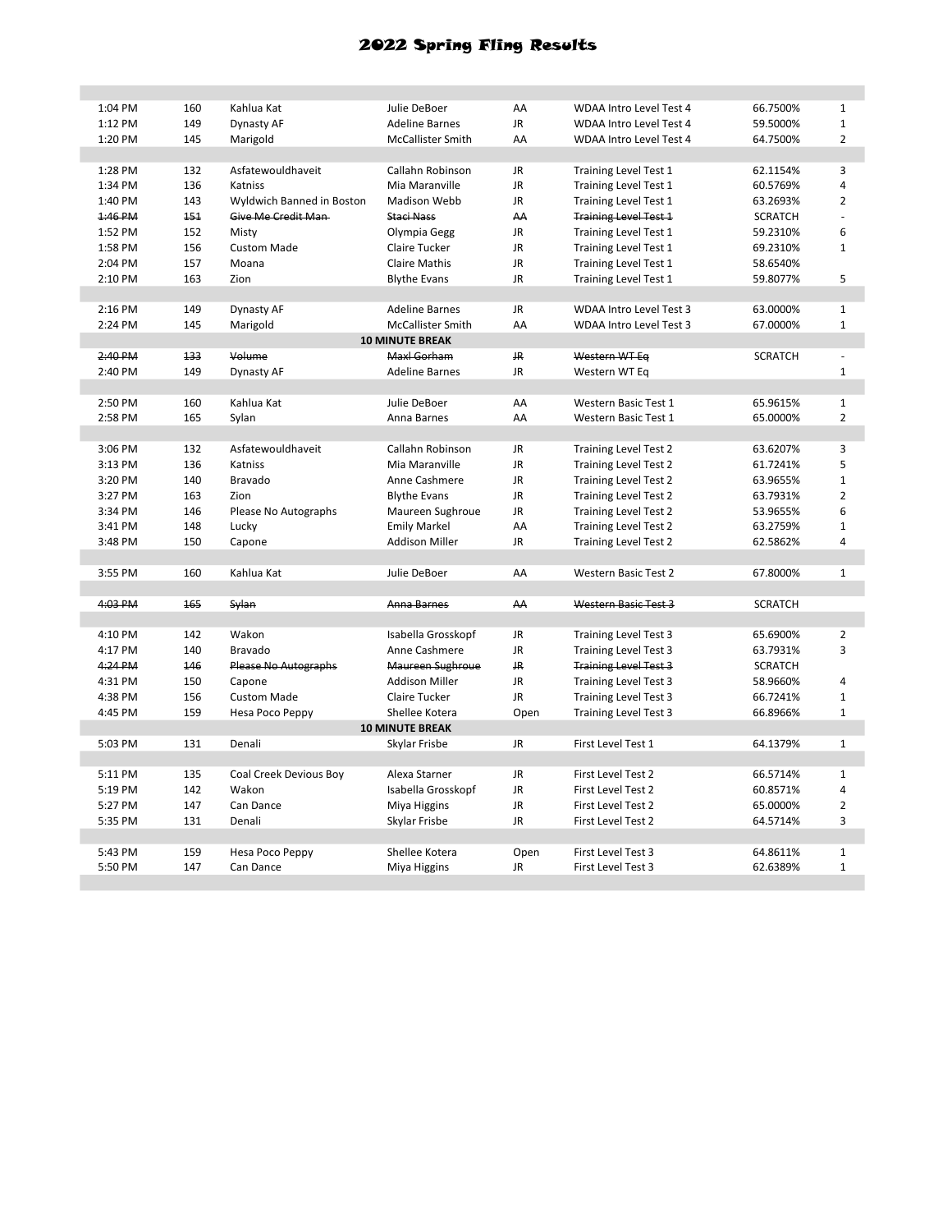# 2022 Spring Fling Results

| | | | | | | | |
|---|---|---|---|---|---|---|---|
| 1:04 PM | 160 | Kahlua Kat | Julie DeBoer | AA | WDAA Intro Level Test 4 | 66.7500% | 1 |
| 1:12 PM | 149 | Dynasty AF | Adeline Barnes | JR | WDAA Intro Level Test 4 | 59.5000% | 1 |
| 1:20 PM | 145 | Marigold | McCallister Smith | AA | WDAA Intro Level Test 4 | 64.7500% | 2 |
| | | | | | | | |
| 1:28 PM | 132 | Asfatewouldhaveit | Callahn Robinson | JR | Training Level Test 1 | 62.1154% | 3 |
| 1:34 PM | 136 | Katniss | Mia Maranville | JR | Training Level Test 1 | 60.5769% | 4 |
| 1:40 PM | 143 | Wyldwich Banned in Boston | Madison Webb | JR | Training Level Test 1 | 63.2693% | 2 |
| ~~1:46 PM~~ | ~~151~~ | ~~Give Me Credit Man~~ | ~~Staci Nass~~ | ~~AA~~ | ~~Training Level Test 1~~ | SCRATCH | - |
| 1:52 PM | 152 | Misty | Olympia Gegg | JR | Training Level Test 1 | 59.2310% | 6 |
| 1:58 PM | 156 | Custom Made | Claire Tucker | JR | Training Level Test 1 | 69.2310% | 1 |
| 2:04 PM | 157 | Moana | Claire Mathis | JR | Training Level Test 1 | 58.6540% | |
| 2:10 PM | 163 | Zion | Blythe Evans | JR | Training Level Test 1 | 59.8077% | 5 |
| | | | | | | | |
| 2:16 PM | 149 | Dynasty AF | Adeline Barnes | JR | WDAA Intro Level Test 3 | 63.0000% | 1 |
| 2:24 PM | 145 | Marigold | McCallister Smith | AA | WDAA Intro Level Test 3 | 67.0000% | 1 |
| | | | **10 MINUTE BREAK** | | | | |
| ~~2:40 PM~~ | ~~133~~ | ~~Volume~~ | ~~Maxl Gorham~~ | ~~JR~~ | ~~Western WT Eq~~ | SCRATCH | - |
| 2:40 PM | 149 | Dynasty AF | Adeline Barnes | JR | Western WT Eq | | 1 |
| | | | | | | | |
| 2:50 PM | 160 | Kahlua Kat | Julie DeBoer | AA | Western Basic Test 1 | 65.9615% | 1 |
| 2:58 PM | 165 | Sylan | Anna Barnes | AA | Western Basic Test 1 | 65.0000% | 2 |
| | | | | | | | |
| 3:06 PM | 132 | Asfatewouldhaveit | Callahn Robinson | JR | Training Level Test 2 | 63.6207% | 3 |
| 3:13 PM | 136 | Katniss | Mia Maranville | JR | Training Level Test 2 | 61.7241% | 5 |
| 3:20 PM | 140 | Bravado | Anne Cashmere | JR | Training Level Test 2 | 63.9655% | 1 |
| 3:27 PM | 163 | Zion | Blythe Evans | JR | Training Level Test 2 | 63.7931% | 2 |
| 3:34 PM | 146 | Please No Autographs | Maureen Sughroue | JR | Training Level Test 2 | 53.9655% | 6 |
| 3:41 PM | 148 | Lucky | Emily Markel | AA | Training Level Test 2 | 63.2759% | 1 |
| 3:48 PM | 150 | Capone | Addison Miller | JR | Training Level Test 2 | 62.5862% | 4 |
| | | | | | | | |
| 3:55 PM | 160 | Kahlua Kat | Julie DeBoer | AA | Western Basic Test 2 | 67.8000% | 1 |
| | | | | | | | |
| ~~4:03 PM~~ | ~~165~~ | ~~Sylan~~ | ~~Anna Barnes~~ | ~~AA~~ | ~~Western Basic Test 3~~ | SCRATCH | |
| | | | | | | | |
| 4:10 PM | 142 | Wakon | Isabella Grosskopf | JR | Training Level Test 3 | 65.6900% | 2 |
| 4:17 PM | 140 | Bravado | Anne Cashmere | JR | Training Level Test 3 | 63.7931% | 3 |
| ~~4:24 PM~~ | ~~146~~ | ~~Please No Autographs~~ | ~~Maureen Sughroue~~ | ~~JR~~ | ~~Training Level Test 3~~ | SCRATCH | |
| 4:31 PM | 150 | Capone | Addison Miller | JR | Training Level Test 3 | 58.9660% | 4 |
| 4:38 PM | 156 | Custom Made | Claire Tucker | JR | Training Level Test 3 | 66.7241% | 1 |
| 4:45 PM | 159 | Hesa Poco Peppy | Shellee Kotera | Open | Training Level Test 3 | 66.8966% | 1 |
| | | | **10 MINUTE BREAK** | | | | |
| 5:03 PM | 131 | Denali | Skylar Frisbe | JR | First Level Test 1 | 64.1379% | 1 |
| | | | | | | | |
| 5:11 PM | 135 | Coal Creek Devious Boy | Alexa Starner | JR | First Level Test 2 | 66.5714% | 1 |
| 5:19 PM | 142 | Wakon | Isabella Grosskopf | JR | First Level Test 2 | 60.8571% | 4 |
| 5:27 PM | 147 | Can Dance | Miya Higgins | JR | First Level Test 2 | 65.0000% | 2 |
| 5:35 PM | 131 | Denali | Skylar Frisbe | JR | First Level Test 2 | 64.5714% | 3 |
| | | | | | | | |
| 5:43 PM | 159 | Hesa Poco Peppy | Shellee Kotera | Open | First Level Test 3 | 64.8611% | 1 |
| 5:50 PM | 147 | Can Dance | Miya Higgins | JR | First Level Test 3 | 62.6389% | 1 |